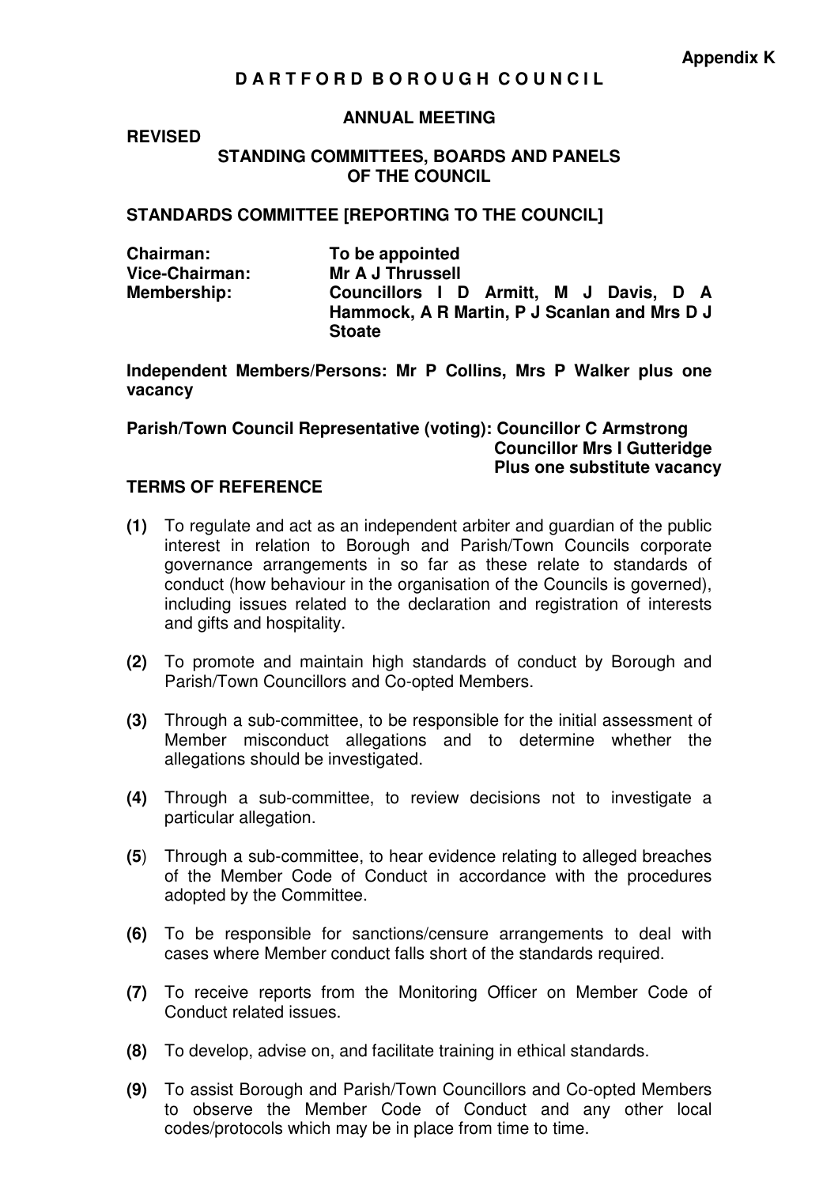**Appendix K**

# DARTFORD BOROUGH COUNCIL

## ANNUAL MEETING

**REVISED**

## STANDING COMMITTEES, BOARDS AND PANELS OF THE COUNCIL

### STANDARDS COMMITTEE [REPORTING TO THE COUNCIL]

**Chairman:** **To be appointed**
**Vice-Chairman:** **Mr A J Thrussell**
**Membership:** **Councillors I D Armitt, M J Davis, D A Hammock, A R Martin, P J Scanlan and Mrs D J Stoate**

**Independent Members/Persons: Mr P Collins, Mrs P Walker plus one vacancy**

**Parish/Town Council Representative (voting): Councillor C Armstrong**
**Councillor Mrs I Gutteridge**
**Plus one substitute vacancy**

### TERMS OF REFERENCE

**(1)** To regulate and act as an independent arbiter and guardian of the public interest in relation to Borough and Parish/Town Councils corporate governance arrangements in so far as these relate to standards of conduct (how behaviour in the organisation of the Councils is governed), including issues related to the declaration and registration of interests and gifts and hospitality.

**(2)** To promote and maintain high standards of conduct by Borough and Parish/Town Councillors and Co-opted Members.

**(3)** Through a sub-committee, to be responsible for the initial assessment of Member misconduct allegations and to determine whether the allegations should be investigated.

**(4)** Through a sub-committee, to review decisions not to investigate a particular allegation.

**(5)** Through a sub-committee, to hear evidence relating to alleged breaches of the Member Code of Conduct in accordance with the procedures adopted by the Committee.

**(6)** To be responsible for sanctions/censure arrangements to deal with cases where Member conduct falls short of the standards required.

**(7)** To receive reports from the Monitoring Officer on Member Code of Conduct related issues.

**(8)** To develop, advise on, and facilitate training in ethical standards.

**(9)** To assist Borough and Parish/Town Councillors and Co-opted Members to observe the Member Code of Conduct and any other local codes/protocols which may be in place from time to time.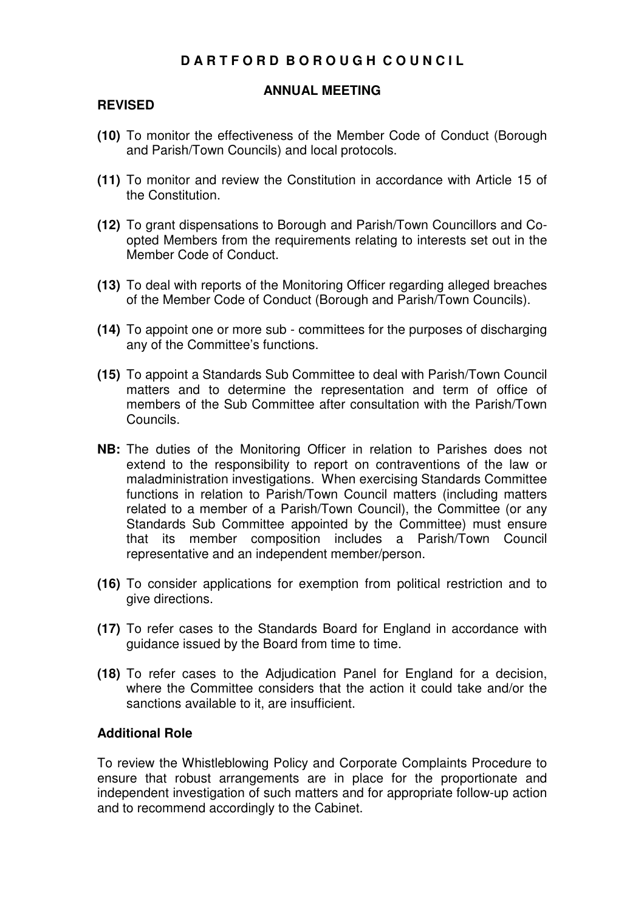**D A R T F O R D B O R O U G H C O U N C I L**

**ANNUAL MEETING**

**REVISED**

**(10)** To monitor the effectiveness of the Member Code of Conduct (Borough and Parish/Town Councils) and local protocols.

**(11)** To monitor and review the Constitution in accordance with Article 15 of the Constitution.

**(12)** To grant dispensations to Borough and Parish/Town Councillors and Co-opted Members from the requirements relating to interests set out in the Member Code of Conduct.

**(13)** To deal with reports of the Monitoring Officer regarding alleged breaches of the Member Code of Conduct (Borough and Parish/Town Councils).

**(14)** To appoint one or more sub - committees for the purposes of discharging any of the Committee's functions.

**(15)** To appoint a Standards Sub Committee to deal with Parish/Town Council matters and to determine the representation and term of office of members of the Sub Committee after consultation with the Parish/Town Councils.

**NB:** The duties of the Monitoring Officer in relation to Parishes does not extend to the responsibility to report on contraventions of the law or maladministration investigations. When exercising Standards Committee functions in relation to Parish/Town Council matters (including matters related to a member of a Parish/Town Council), the Committee (or any Standards Sub Committee appointed by the Committee) must ensure that its member composition includes a Parish/Town Council representative and an independent member/person.

**(16)** To consider applications for exemption from political restriction and to give directions.

**(17)** To refer cases to the Standards Board for England in accordance with guidance issued by the Board from time to time.

**(18)** To refer cases to the Adjudication Panel for England for a decision, where the Committee considers that the action it could take and/or the sanctions available to it, are insufficient.

**Additional Role**

To review the Whistleblowing Policy and Corporate Complaints Procedure to ensure that robust arrangements are in place for the proportionate and independent investigation of such matters and for appropriate follow-up action and to recommend accordingly to the Cabinet.